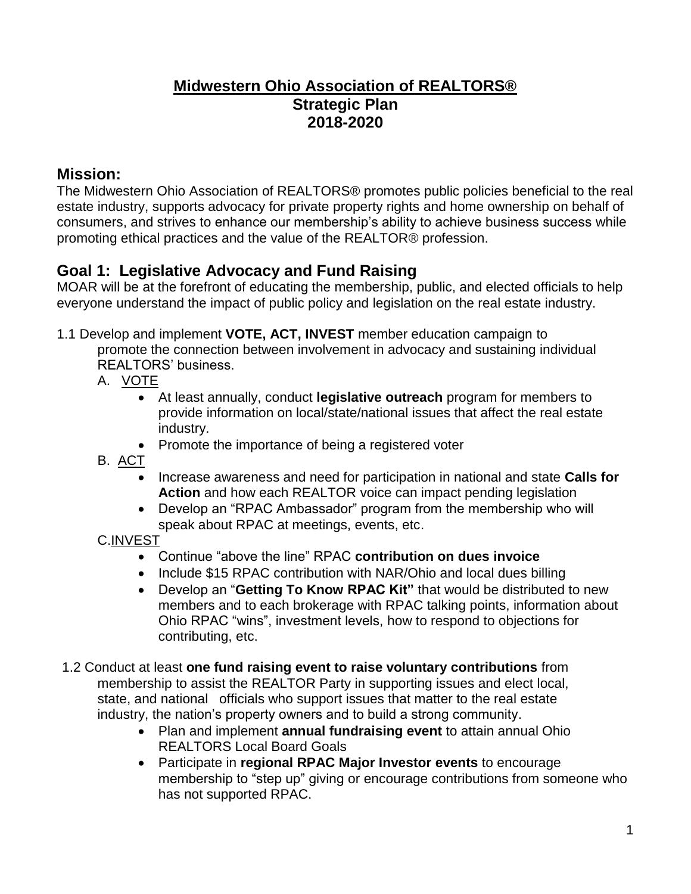# Midwestern Ohio Association of REALTORS®
# Strategic Plan
# 2018-2020

## Mission:

The Midwestern Ohio Association of REALTORS® promotes public policies beneficial to the real estate industry, supports advocacy for private property rights and home ownership on behalf of consumers, and strives to enhance our membership's ability to achieve business success while promoting ethical practices and the value of the REALTOR® profession.

## Goal 1: Legislative Advocacy and Fund Raising

MOAR will be at the forefront of educating the membership, public, and elected officials to help everyone understand the impact of public policy and legislation on the real estate industry.

1.1 Develop and implement **VOTE, ACT, INVEST** member education campaign to promote the connection between involvement in advocacy and sustaining individual REALTORS' business.

A. VOTE

- At least annually, conduct **legislative outreach** program for members to provide information on local/state/national issues that affect the real estate industry.
- Promote the importance of being a registered voter

B. ACT

- Increase awareness and need for participation in national and state **Calls for Action** and how each REALTOR voice can impact pending legislation
- Develop an "RPAC Ambassador" program from the membership who will speak about RPAC at meetings, events, etc.

C. INVEST

- Continue "above the line" RPAC **contribution on dues invoice**
- Include $15 RPAC contribution with NAR/Ohio and local dues billing
- Develop an "**Getting To Know RPAC Kit"** that would be distributed to new members and to each brokerage with RPAC talking points, information about Ohio RPAC "wins", investment levels, how to respond to objections for contributing, etc.

1.2 Conduct at least **one fund raising event to raise voluntary contributions** from membership to assist the REALTOR Party in supporting issues and elect local, state, and national officials who support issues that matter to the real estate industry, the nation's property owners and to build a strong community.

- Plan and implement **annual fundraising event** to attain annual Ohio REALTORS Local Board Goals
- Participate in **regional RPAC Major Investor events** to encourage membership to "step up" giving or encourage contributions from someone who has not supported RPAC.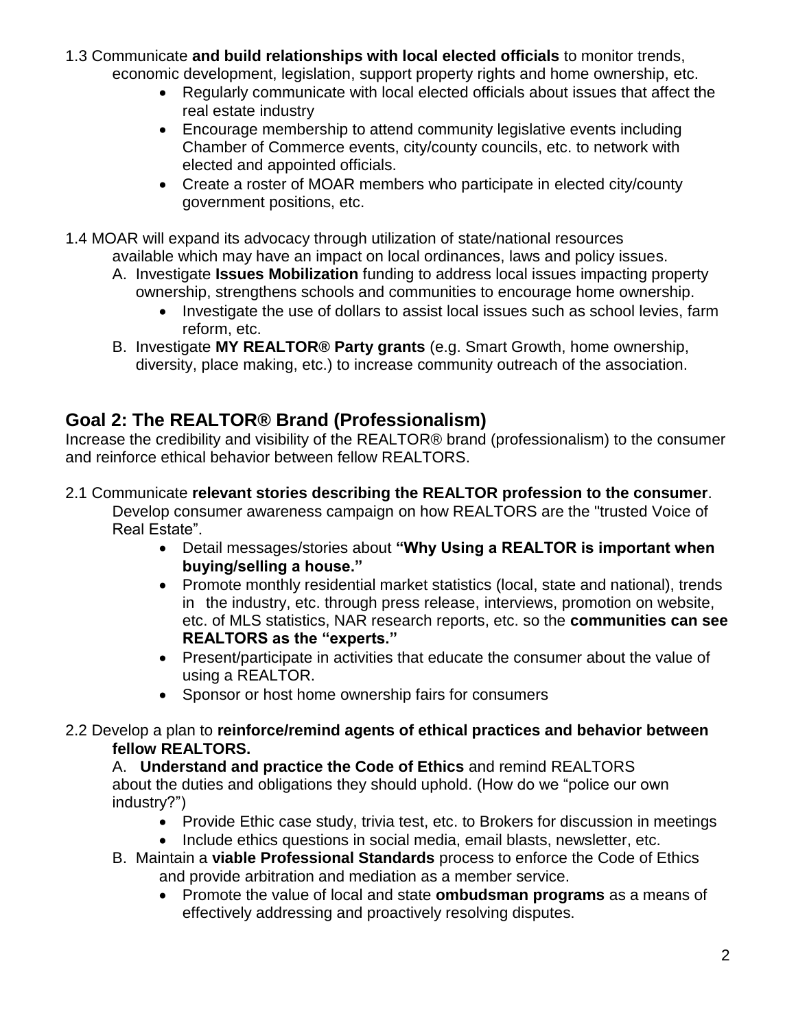1.3 Communicate **and build relationships with local elected officials** to monitor trends, economic development, legislation, support property rights and home ownership, etc.

- Regularly communicate with local elected officials about issues that affect the real estate industry
- Encourage membership to attend community legislative events including Chamber of Commerce events, city/county councils, etc. to network with elected and appointed officials.
- Create a roster of MOAR members who participate in elected city/county government positions, etc.

1.4 MOAR will expand its advocacy through utilization of state/national resources available which may have an impact on local ordinances, laws and policy issues.

A. Investigate **Issues Mobilization** funding to address local issues impacting property ownership, strengthens schools and communities to encourage home ownership.
   - Investigate the use of dollars to assist local issues such as school levies, farm reform, etc.

B. Investigate **MY REALTOR® Party grants** (e.g. Smart Growth, home ownership, diversity, place making, etc.) to increase community outreach of the association.

## Goal 2: The REALTOR® Brand (Professionalism)

Increase the credibility and visibility of the REALTOR® brand (professionalism) to the consumer and reinforce ethical behavior between fellow REALTORS.

2.1 Communicate **relevant stories describing the REALTOR profession to the consumer**. Develop consumer awareness campaign on how REALTORS are the "trusted Voice of Real Estate".

- Detail messages/stories about **"Why Using a REALTOR is important when buying/selling a house."**
- Promote monthly residential market statistics (local, state and national), trends in the industry, etc. through press release, interviews, promotion on website, etc. of MLS statistics, NAR research reports, etc. so the **communities can see REALTORS as the "experts."**
- Present/participate in activities that educate the consumer about the value of using a REALTOR.
- Sponsor or host home ownership fairs for consumers

2.2 Develop a plan to **reinforce/remind agents of ethical practices and behavior between fellow REALTORS.**

A. **Understand and practice the Code of Ethics** and remind REALTORS about the duties and obligations they should uphold. (How do we "police our own industry?")
   - Provide Ethic case study, trivia test, etc. to Brokers for discussion in meetings
   - Include ethics questions in social media, email blasts, newsletter, etc.

B. Maintain a **viable Professional Standards** process to enforce the Code of Ethics and provide arbitration and mediation as a member service.
   - Promote the value of local and state **ombudsman programs** as a means of effectively addressing and proactively resolving disputes.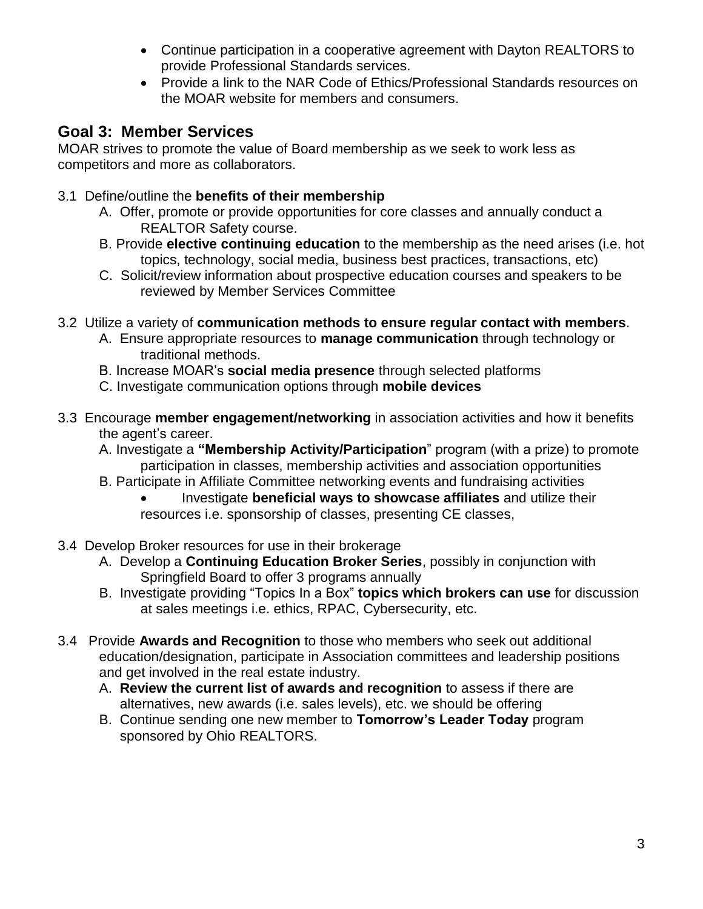- Continue participation in a cooperative agreement with Dayton REALTORS to provide Professional Standards services.
- Provide a link to the NAR Code of Ethics/Professional Standards resources on the MOAR website for members and consumers.

## Goal 3: Member Services

MOAR strives to promote the value of Board membership as we seek to work less as competitors and more as collaborators.

3.1 Define/outline the **benefits of their membership**

A. Offer, promote or provide opportunities for core classes and annually conduct a REALTOR Safety course.

B. Provide **elective continuing education** to the membership as the need arises (i.e. hot topics, technology, social media, business best practices, transactions, etc)

C. Solicit/review information about prospective education courses and speakers to be reviewed by Member Services Committee

3.2 Utilize a variety of **communication methods to ensure regular contact with members**.

A. Ensure appropriate resources to **manage communication** through technology or traditional methods.

B. Increase MOAR's **social media presence** through selected platforms

C. Investigate communication options through **mobile devices**

3.3 Encourage **member engagement/networking** in association activities and how it benefits the agent's career.

A. Investigate a **"Membership Activity/Participation**" program (with a prize) to promote participation in classes, membership activities and association opportunities

B. Participate in Affiliate Committee networking events and fundraising activities

- Investigate **beneficial ways to showcase affiliates** and utilize their resources i.e. sponsorship of classes, presenting CE classes,

3.4 Develop Broker resources for use in their brokerage

A. Develop a **Continuing Education Broker Series**, possibly in conjunction with Springfield Board to offer 3 programs annually

B. Investigate providing "Topics In a Box" **topics which brokers can use** for discussion at sales meetings i.e. ethics, RPAC, Cybersecurity, etc.

3.4 Provide **Awards and Recognition** to those who members who seek out additional education/designation, participate in Association committees and leadership positions and get involved in the real estate industry.

A. **Review the current list of awards and recognition** to assess if there are alternatives, new awards (i.e. sales levels), etc. we should be offering

B. Continue sending one new member to **Tomorrow's Leader Today** program sponsored by Ohio REALTORS.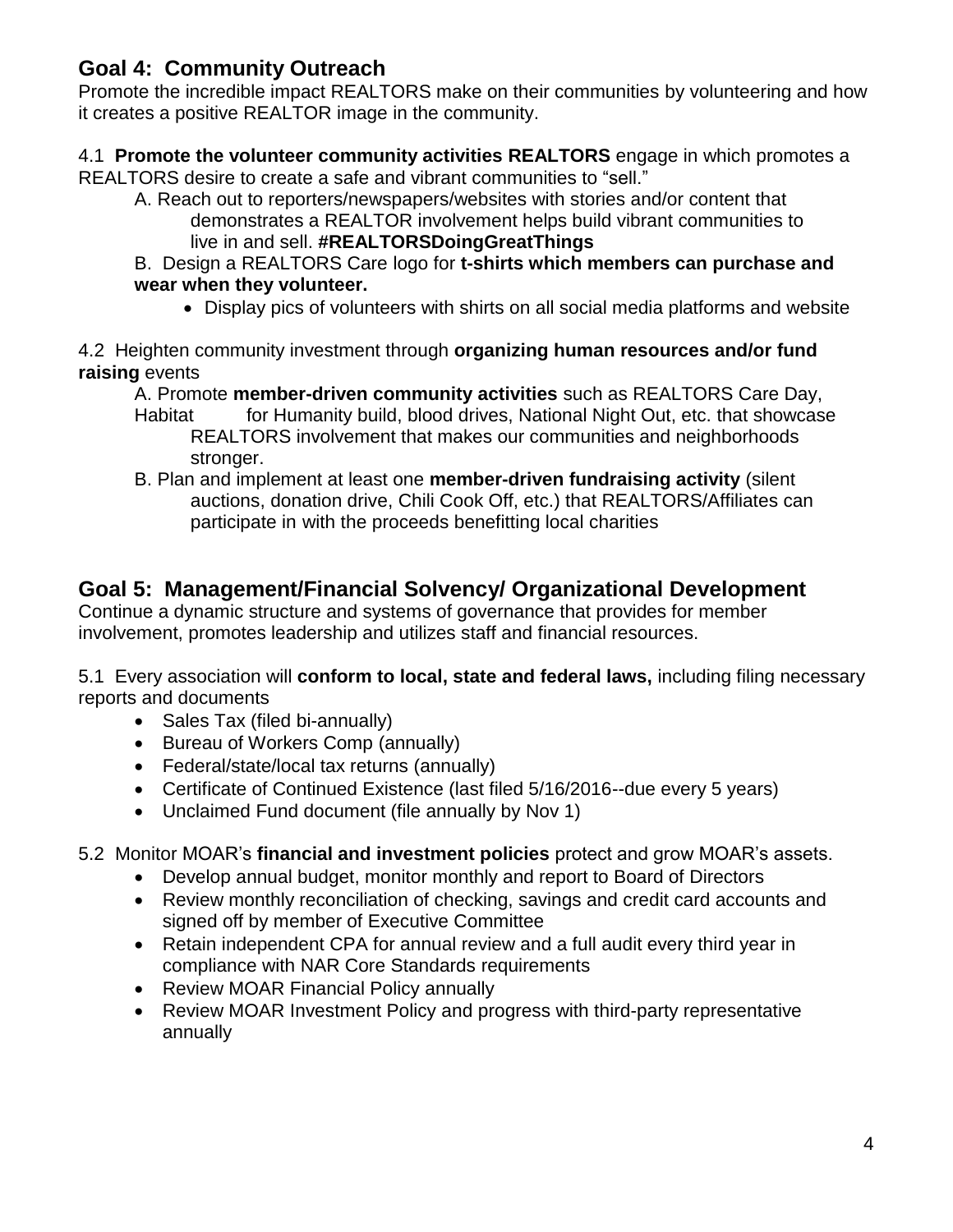## Goal 4: Community Outreach

Promote the incredible impact REALTORS make on their communities by volunteering and how it creates a positive REALTOR image in the community.

4.1 **Promote the volunteer community activities REALTORS** engage in which promotes a REALTORS desire to create a safe and vibrant communities to "sell."

A. Reach out to reporters/newspapers/websites with stories and/or content that demonstrates a REALTOR involvement helps build vibrant communities to live in and sell. **#REALTORSDoingGreatThings**

B. Design a REALTORS Care logo for **t-shirts which members can purchase and wear when they volunteer.**

- Display pics of volunteers with shirts on all social media platforms and website

4.2 Heighten community investment through **organizing human resources and/or fund raising** events

A. Promote **member-driven community activities** such as REALTORS Care Day, Habitat for Humanity build, blood drives, National Night Out, etc. that showcase REALTORS involvement that makes our communities and neighborhoods stronger.

B. Plan and implement at least one **member-driven fundraising activity** (silent auctions, donation drive, Chili Cook Off, etc.) that REALTORS/Affiliates can participate in with the proceeds benefitting local charities

## Goal 5: Management/Financial Solvency/ Organizational Development

Continue a dynamic structure and systems of governance that provides for member involvement, promotes leadership and utilizes staff and financial resources.

5.1 Every association will **conform to local, state and federal laws,** including filing necessary reports and documents

- Sales Tax (filed bi-annually)
- Bureau of Workers Comp (annually)
- Federal/state/local tax returns (annually)
- Certificate of Continued Existence (last filed 5/16/2016--due every 5 years)
- Unclaimed Fund document (file annually by Nov 1)

5.2 Monitor MOAR's **financial and investment policies** protect and grow MOAR's assets.

- Develop annual budget, monitor monthly and report to Board of Directors
- Review monthly reconciliation of checking, savings and credit card accounts and signed off by member of Executive Committee
- Retain independent CPA for annual review and a full audit every third year in compliance with NAR Core Standards requirements
- Review MOAR Financial Policy annually
- Review MOAR Investment Policy and progress with third-party representative annually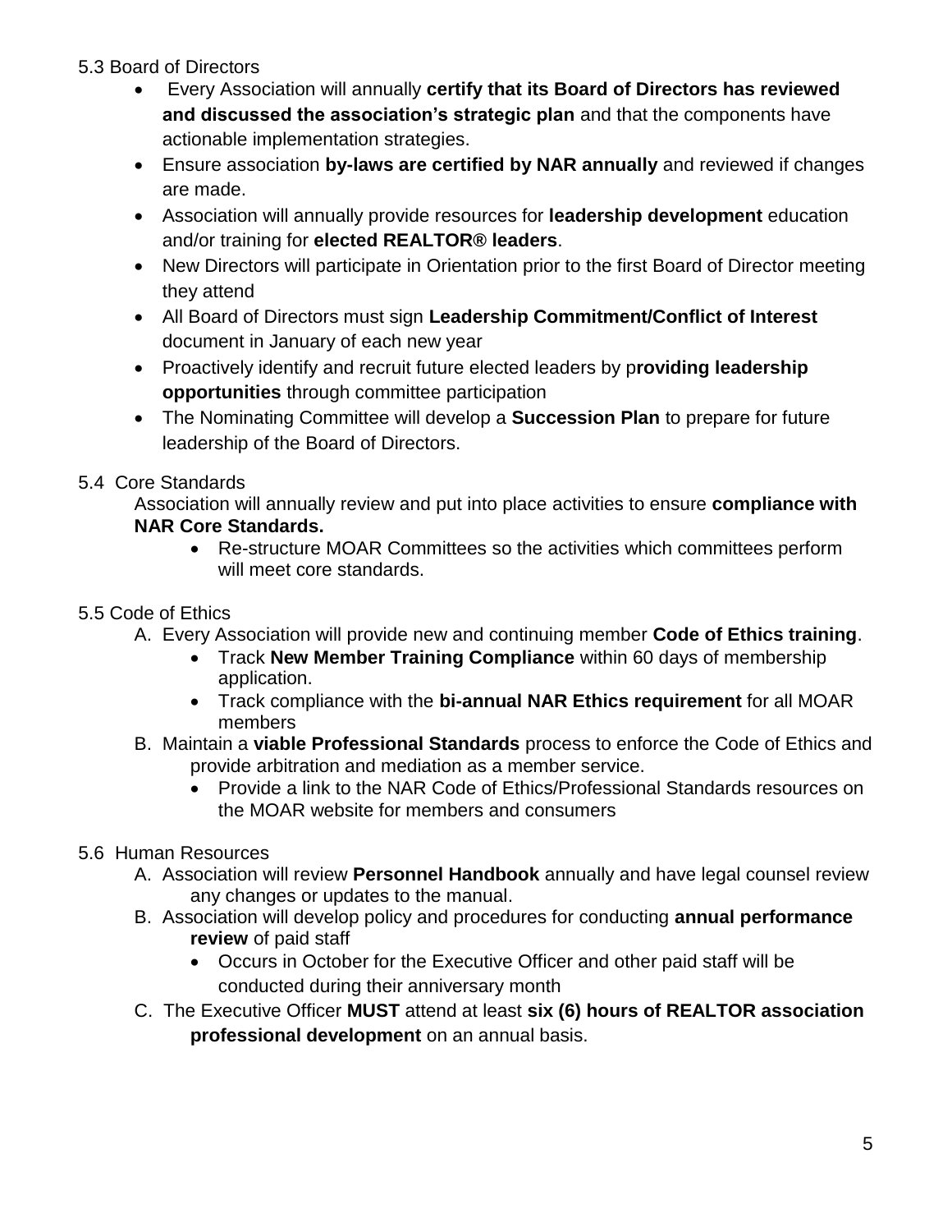5.3 Board of Directors

- Every Association will annually **certify that its Board of Directors has reviewed and discussed the association's strategic plan** and that the components have actionable implementation strategies.
- Ensure association **by-laws are certified by NAR annually** and reviewed if changes are made.
- Association will annually provide resources for **leadership development** education and/or training for **elected REALTOR® leaders**.
- New Directors will participate in Orientation prior to the first Board of Director meeting they attend
- All Board of Directors must sign **Leadership Commitment/Conflict of Interest** document in January of each new year
- Proactively identify and recruit future elected leaders by p**roviding leadership opportunities** through committee participation
- The Nominating Committee will develop a **Succession Plan** to prepare for future leadership of the Board of Directors.

5.4 Core Standards

Association will annually review and put into place activities to ensure **compliance with NAR Core Standards.**

- Re-structure MOAR Committees so the activities which committees perform will meet core standards.

5.5 Code of Ethics

A. Every Association will provide new and continuing member **Code of Ethics training**.
   - Track **New Member Training Compliance** within 60 days of membership application.
   - Track compliance with the **bi-annual NAR Ethics requirement** for all MOAR members
B. Maintain a **viable Professional Standards** process to enforce the Code of Ethics and provide arbitration and mediation as a member service.
   - Provide a link to the NAR Code of Ethics/Professional Standards resources on the MOAR website for members and consumers

5.6 Human Resources

A. Association will review **Personnel Handbook** annually and have legal counsel review any changes or updates to the manual.
B. Association will develop policy and procedures for conducting **annual performance review** of paid staff
   - Occurs in October for the Executive Officer and other paid staff will be conducted during their anniversary month
C. The Executive Officer **MUST** attend at least **six (6) hours of REALTOR association professional development** on an annual basis.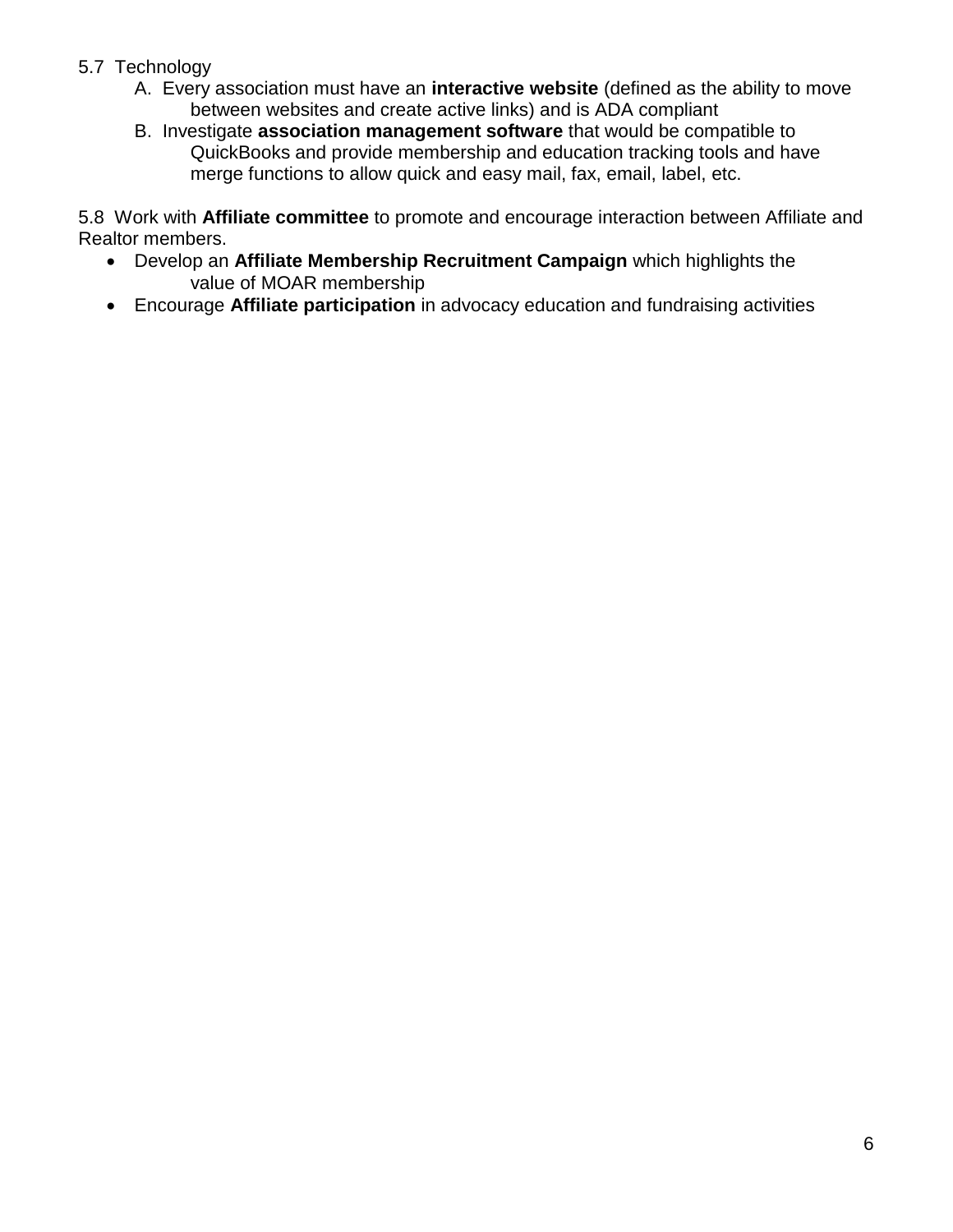5.7 Technology

A. Every association must have an **interactive website** (defined as the ability to move between websites and create active links) and is ADA compliant

B. Investigate **association management software** that would be compatible to QuickBooks and provide membership and education tracking tools and have merge functions to allow quick and easy mail, fax, email, label, etc.

5.8 Work with **Affiliate committee** to promote and encourage interaction between Affiliate and Realtor members.

- Develop an **Affiliate Membership Recruitment Campaign** which highlights the value of MOAR membership
- Encourage **Affiliate participation** in advocacy education and fundraising activities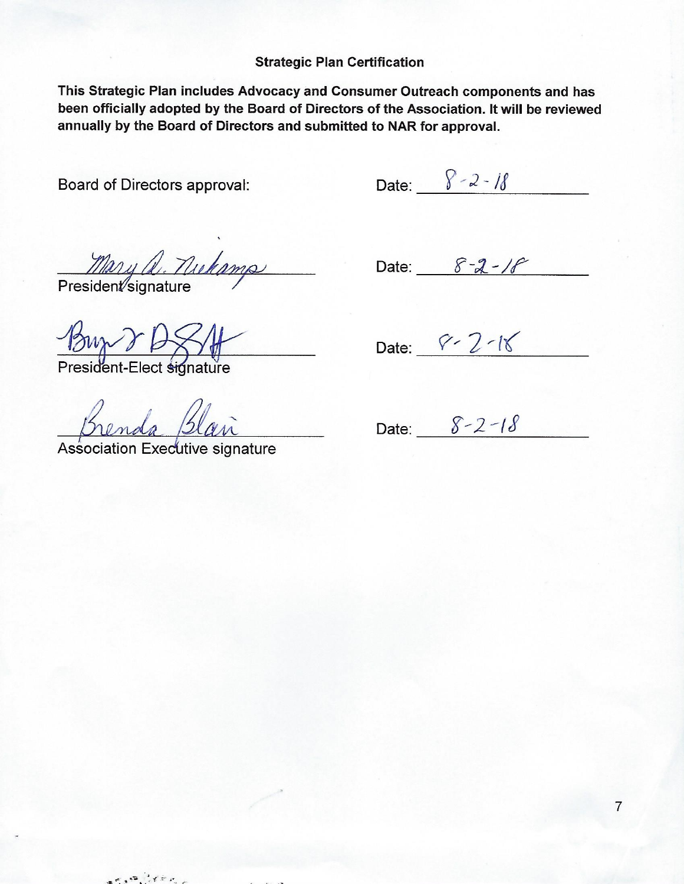## Strategic Plan Certification

**This Strategic Plan includes Advocacy and Consumer Outreach components and has been officially adopted by the Board of Directors of the Association. It will be reviewed annually by the Board of Directors and submitted to NAR for approval.**

Board of Directors approval: Date: 8-2-18

Mary A. Niekamp
President signature Date: 8-2-18

President-Elect signature Date: 8-2-18

Brenda Blair
Association Executive signature Date: 8-2-18